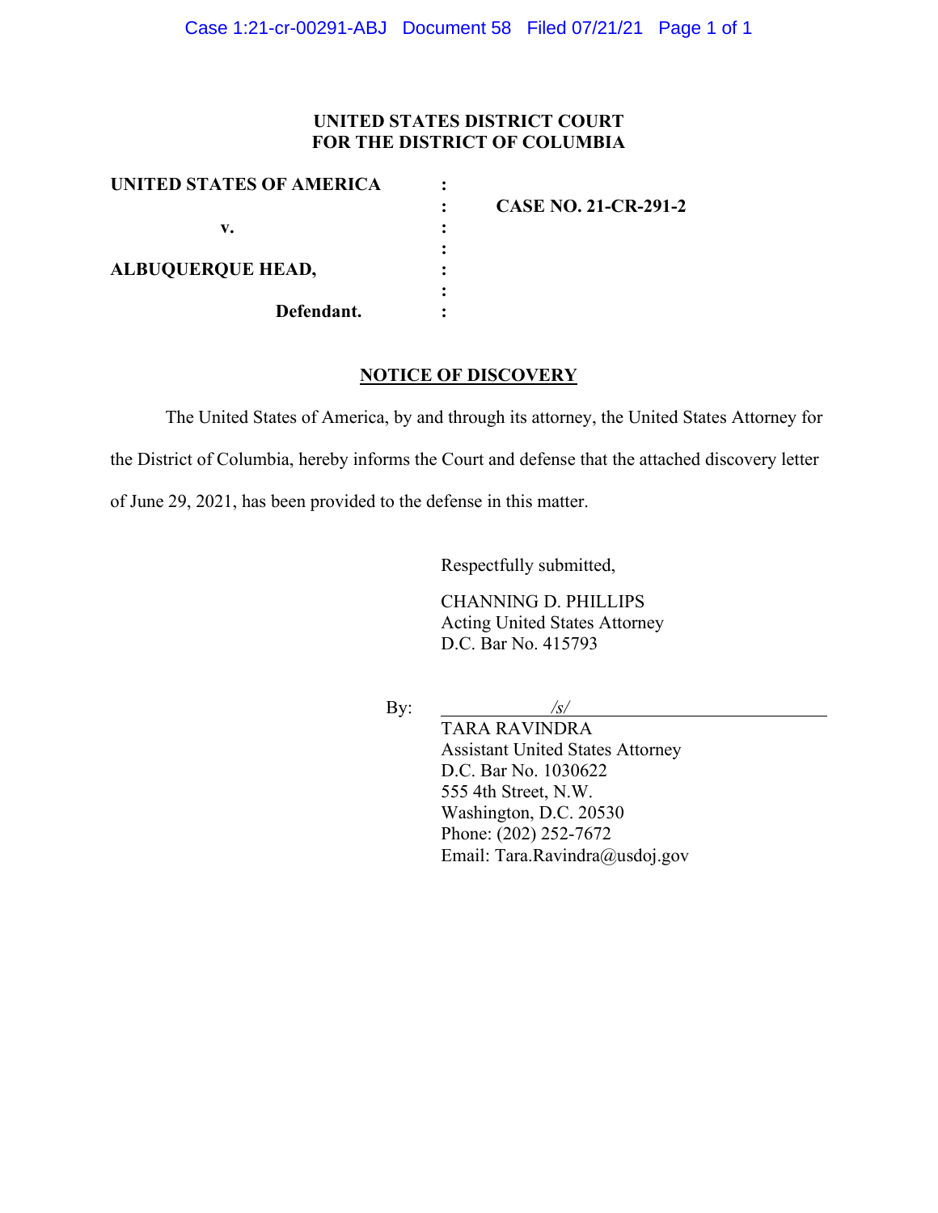**UNITED STATES DISTRICT COURT**
**FOR THE DISTRICT OF COLUMBIA**

| | | |
|---|---|---|
| **UNITED STATES OF AMERICA** | : | |
| | : | **CASE NO. 21-CR-291-2** |
| **v.** | : | |
| | : | |
| **ALBUQUERQUE HEAD,** | : | |
| | : | |
| **Defendant.** | : | |

## NOTICE OF DISCOVERY

The United States of America, by and through its attorney, the United States Attorney for the District of Columbia, hereby informs the Court and defense that the attached discovery letter of June 29, 2021, has been provided to the defense in this matter.

Respectfully submitted,

CHANNING D. PHILLIPS
Acting United States Attorney
D.C. Bar No. 415793

By: */s/*
TARA RAVINDRA
Assistant United States Attorney
D.C. Bar No. 1030622
555 4th Street, N.W.
Washington, D.C. 20530
Phone: (202) 252-7672
Email: Tara.Ravindra@usdoj.gov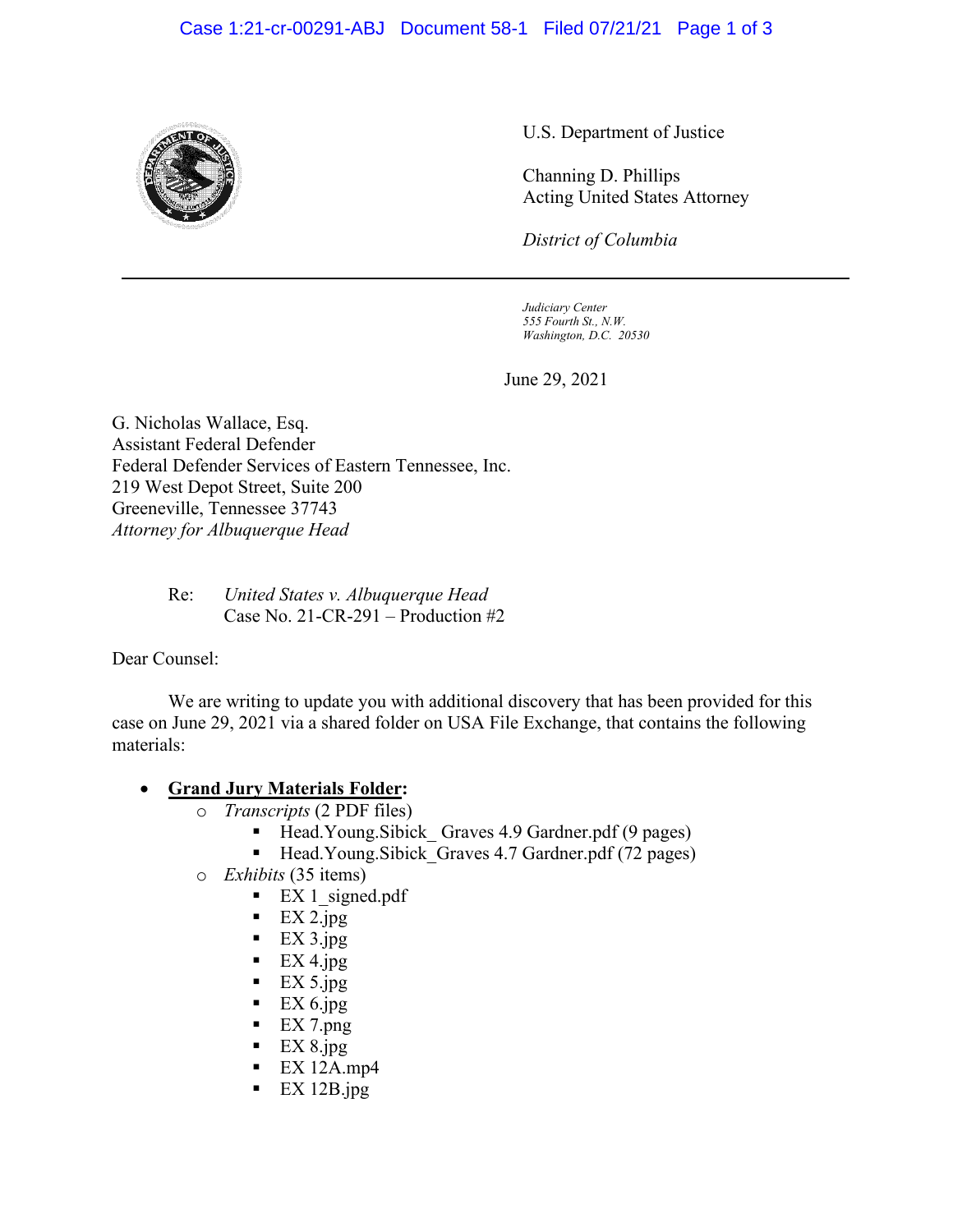U.S. Department of Justice

Channing D. Phillips
Acting United States Attorney

*District of Columbia*

---

*Judiciary Center*
*555 Fourth St., N.W.*
*Washington, D.C. 20530*

June 29, 2021

G. Nicholas Wallace, Esq.
Assistant Federal Defender
Federal Defender Services of Eastern Tennessee, Inc.
219 West Depot Street, Suite 200
Greeneville, Tennessee 37743
*Attorney for Albuquerque Head*

Re: *United States v. Albuquerque Head*
Case No. 21-CR-291 – Production #2

Dear Counsel:

We are writing to update you with additional discovery that has been provided for this case on June 29, 2021 via a shared folder on USA File Exchange, that contains the following materials:

- **<u>Grand Jury Materials Folder</u>:**
  - *Transcripts* (2 PDF files)
    - Head.Young.Sibick_ Graves 4.9 Gardner.pdf (9 pages)
    - Head.Young.Sibick_Graves 4.7 Gardner.pdf (72 pages)
  - *Exhibits* (35 items)
    - EX 1_signed.pdf
    - EX 2.jpg
    - EX 3.jpg
    - EX 4.jpg
    - EX 5.jpg
    - EX 6.jpg
    - EX 7.png
    - EX 8.jpg
    - EX 12A.mp4
    - EX 12B.jpg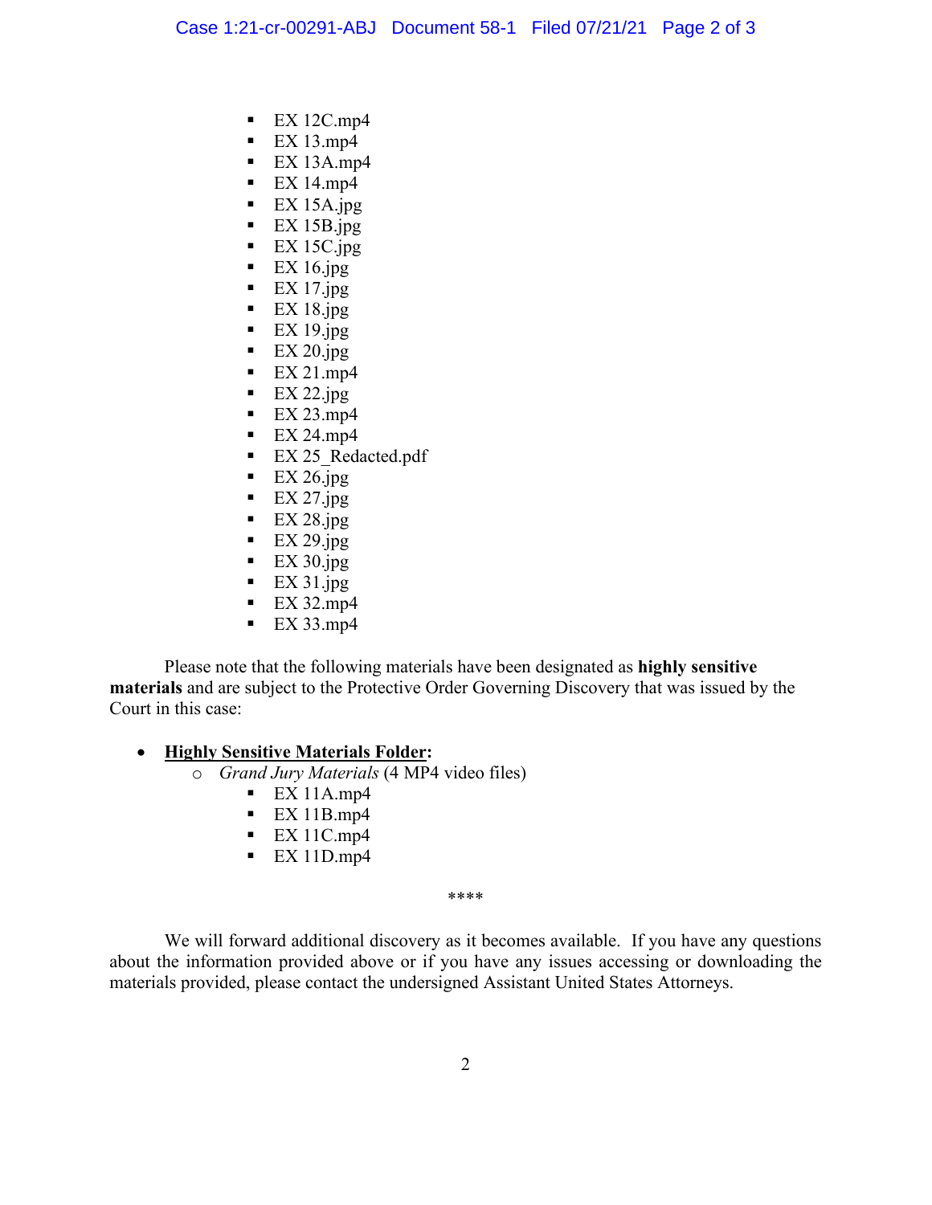- EX 12C.mp4
- EX 13.mp4
- EX 13A.mp4
- EX 14.mp4
- EX 15A.jpg
- EX 15B.jpg
- EX 15C.jpg
- EX 16.jpg
- EX 17.jpg
- EX 18.jpg
- EX 19.jpg
- EX 20.jpg
- EX 21.mp4
- EX 22.jpg
- EX 23.mp4
- EX 24.mp4
- EX 25_Redacted.pdf
- EX 26.jpg
- EX 27.jpg
- EX 28.jpg
- EX 29.jpg
- EX 30.jpg
- EX 31.jpg
- EX 32.mp4
- EX 33.mp4

Please note that the following materials have been designated as **highly sensitive materials** and are subject to the Protective Order Governing Discovery that was issued by the Court in this case:

- **Highly Sensitive Materials Folder:**
  - *Grand Jury Materials* (4 MP4 video files)
    - EX 11A.mp4
    - EX 11B.mp4
    - EX 11C.mp4
    - EX 11D.mp4

****

We will forward additional discovery as it becomes available. If you have any questions about the information provided above or if you have any issues accessing or downloading the materials provided, please contact the undersigned Assistant United States Attorneys.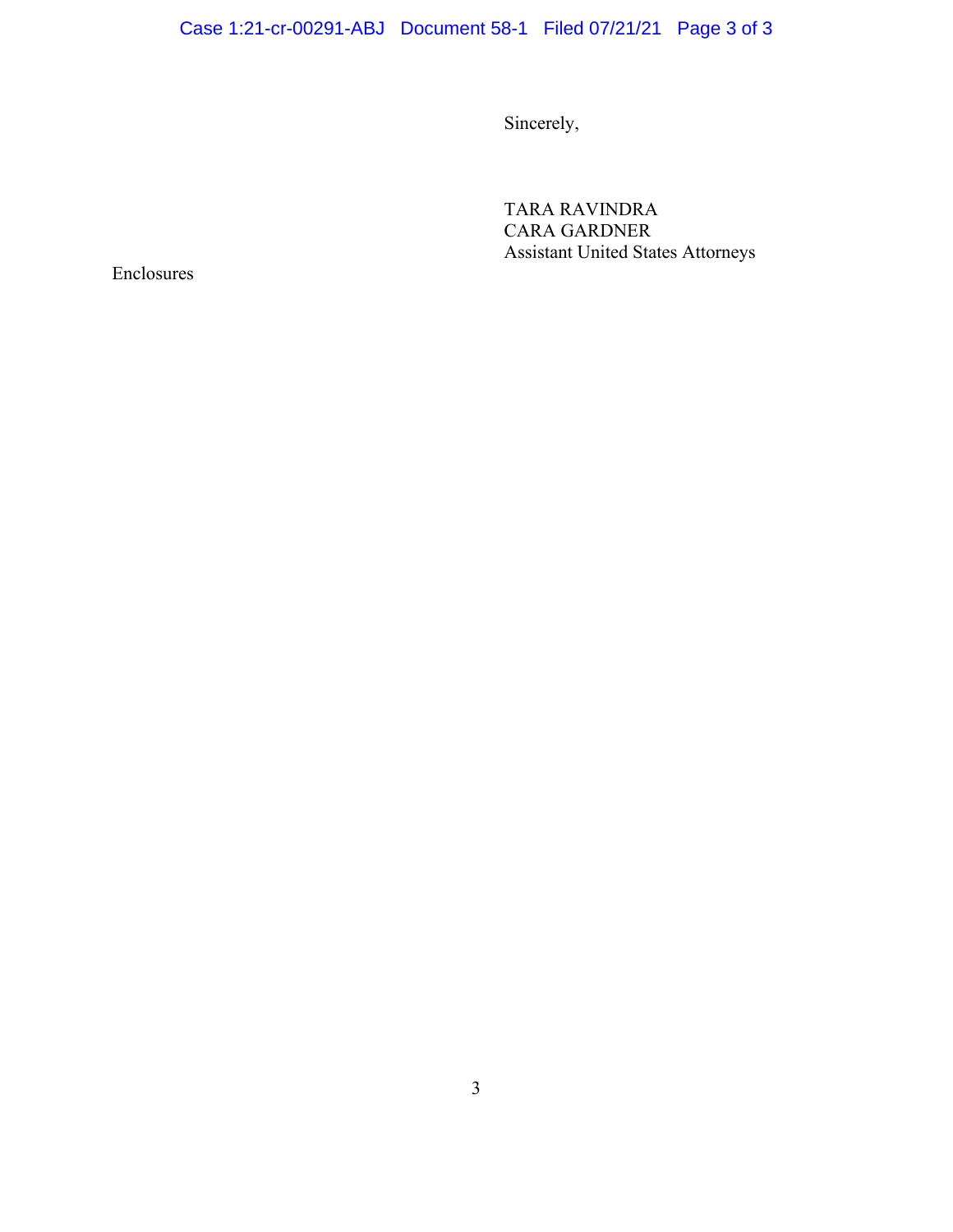Sincerely,

TARA RAVINDRA
CARA GARDNER
Assistant United States Attorneys

Enclosures